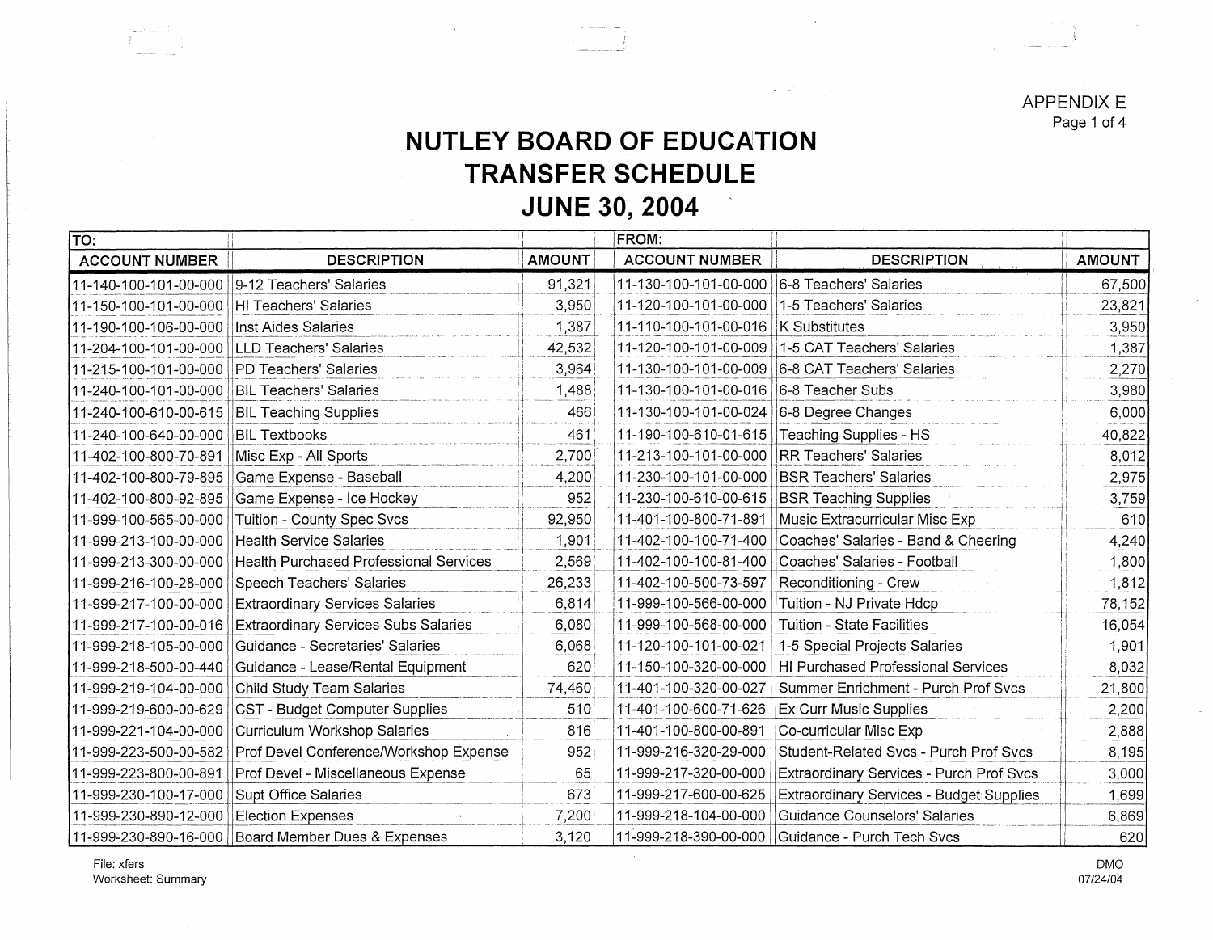APPENDIX E

# NUTLEY BOARD OF EDUCATION
# TRANSFER SCHEDULE
# JUNE 30, 2004

| TO: | | | FROM: | | |
|---|---|---|---|---|---|
| ACCOUNT NUMBER | DESCRIPTION | AMOUNT | ACCOUNT NUMBER | DESCRIPTION | AMOUNT |
| 11-140-100-101-00-000 | 9-12 Teachers' Salaries | 91,321 | 11-130-100-101-00-000 | 6-8 Teachers' Salaries | 67,500 |
| 11-150-100-101-00-000 | HI Teachers' Salaries | 3,950 | 11-120-100-101-00-000 | 1-5 Teachers' Salaries | 23,821 |
| 11-190-100-106-00-000 | Inst Aides Salaries | 1,387 | 11-110-100-101-00-016 | K Substitutes | 3,950 |
| 11-204-100-101-00-000 | LLD Teachers' Salaries | 42,532 | 11-120-100-101-00-009 | 1-5 CAT Teachers' Salaries | 1,387 |
| 11-215-100-101-00-000 | PD Teachers' Salaries | 3,964 | 11-130-100-101-00-009 | 6-8 CAT Teachers' Salaries | 2,270 |
| 11-240-100-101-00-000 | BIL Teachers' Salaries | 1,488 | 11-130-100-101-00-016 | 6-8 Teacher Subs | 3,980 |
| 11-240-100-610-00-615 | BIL Teaching Supplies | 466 | 11-130-100-101-00-024 | 6-8 Degree Changes | 6,000 |
| 11-240-100-640-00-000 | BIL Textbooks | 461 | 11-190-100-610-01-615 | Teaching Supplies - HS | 40,822 |
| 11-402-100-800-70-891 | Misc Exp - All Sports | 2,700 | 11-213-100-101-00-000 | RR Teachers' Salaries | 8,012 |
| 11-402-100-800-79-895 | Game Expense - Baseball | 4,200 | 11-230-100-101-00-000 | BSR Teachers' Salaries | 2,975 |
| 11-402-100-800-92-895 | Game Expense - Ice Hockey | 952 | 11-230-100-610-00-615 | BSR Teaching Supplies | 3,759 |
| 11-999-100-565-00-000 | Tuition - County Spec Svcs | 92,950 | 11-401-100-800-71-891 | Music Extracurricular Misc Exp | 610 |
| 11-999-213-100-00-000 | Health Service Salaries | 1,901 | 11-402-100-100-71-400 | Coaches' Salaries - Band & Cheering | 4,240 |
| 11-999-213-300-00-000 | Health Purchased Professional Services | 2,569 | 11-402-100-100-81-400 | Coaches' Salaries - Football | 1,800 |
| 11-999-216-100-28-000 | Speech Teachers' Salaries | 26,233 | 11-402-100-500-73-597 | Reconditioning - Crew | 1,812 |
| 11-999-217-100-00-000 | Extraordinary Services Salaries | 6,814 | 11-999-100-566-00-000 | Tuition - NJ Private Hdcp | 78,152 |
| 11-999-217-100-00-016 | Extraordinary Services Subs Salaries | 6,080 | 11-999-100-568-00-000 | Tuition - State Facilities | 16,054 |
| 11-999-218-105-00-000 | Guidance - Secretaries' Salaries | 6,068 | 11-120-100-101-00-021 | 1-5 Special Projects Salaries | 1,901 |
| 11-999-218-500-00-440 | Guidance - Lease/Rental Equipment | 620 | 11-150-100-320-00-000 | HI Purchased Professional Services | 8,032 |
| 11-999-219-104-00-000 | Child Study Team Salaries | 74,460 | 11-401-100-320-00-027 | Summer Enrichment - Purch Prof Svcs | 21,800 |
| 11-999-219-600-00-629 | CST - Budget Computer Supplies | 510 | 11-401-100-600-71-626 | Ex Curr Music Supplies | 2,200 |
| 11-999-221-104-00-000 | Curriculum Workshop Salaries | 816 | 11-401-100-800-00-891 | Co-curricular Misc Exp | 2,888 |
| 11-999-223-500-00-582 | Prof Devel Conference/Workshop Expense | 952 | 11-999-216-320-29-000 | Student-Related Svcs - Purch Prof Svcs | 8,195 |
| 11-999-223-800-00-891 | Prof Devel - Miscellaneous Expense | 65 | 11-999-217-320-00-000 | Extraordinary Services - Purch Prof Svcs | 3,000 |
| 11-999-230-100-17-000 | Supt Office Salaries | 673 | 11-999-217-600-00-625 | Extraordinary Services - Budget Supplies | 1,699 |
| 11-999-230-890-12-000 | Election Expenses | 7,200 | 11-999-218-104-00-000 | Guidance Counselors' Salaries | 6,869 |
| 11-999-230-890-16-000 | Board Member Dues & Expenses | 3,120 | 11-999-218-390-00-000 | Guidance - Purch Tech Svcs | 620 |

File: xfers
Worksheet: Summary

DMO
07/24/04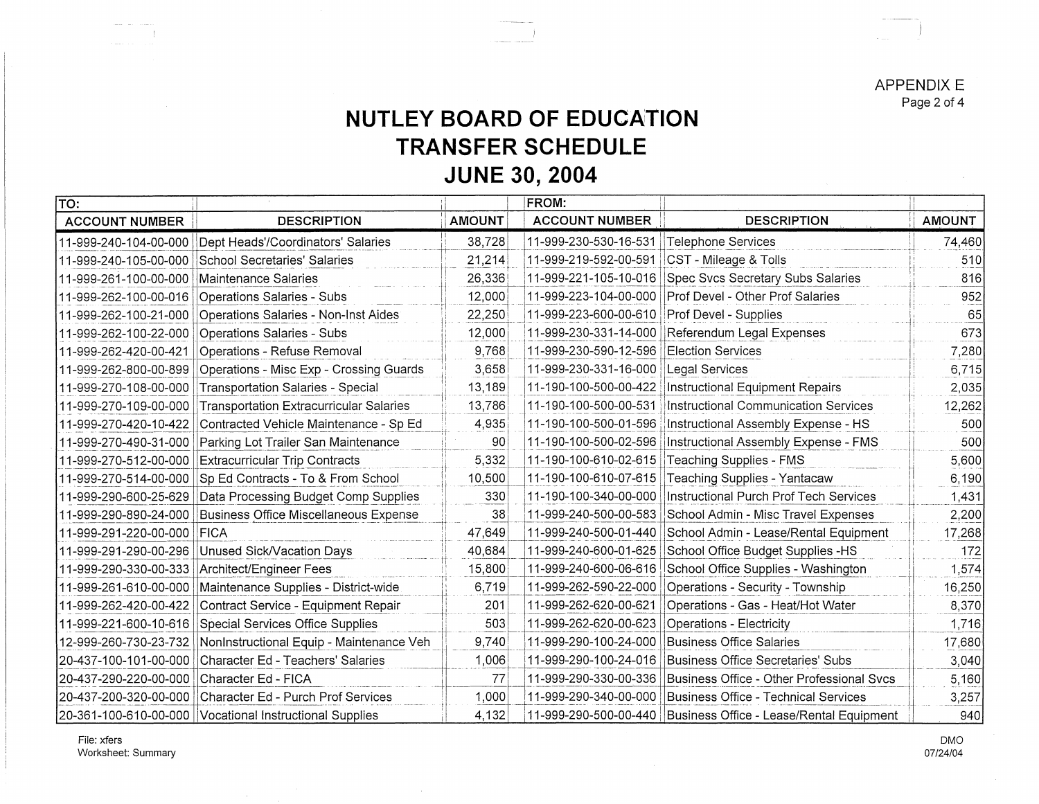APPENDIX E

# NUTLEY BOARD OF EDUCATION
# TRANSFER SCHEDULE
# JUNE 30, 2004

| TO: | | | FROM: | | |
|---|---|---|---|---|---|
| ACCOUNT NUMBER | DESCRIPTION | AMOUNT | ACCOUNT NUMBER | DESCRIPTION | AMOUNT |
| 11-999-240-104-00-000 | Dept Heads'/Coordinators' Salaries | 38,728 | 11-999-230-530-16-531 | Telephone Services | 74,460 |
| 11-999-240-105-00-000 | School Secretaries' Salaries | 21,214 | 11-999-219-592-00-591 | CST - Mileage & Tolls | 510 |
| 11-999-261-100-00-000 | Maintenance Salaries | 26,336 | 11-999-221-105-10-016 | Spec Svcs Secretary Subs Salaries | 816 |
| 11-999-262-100-00-016 | Operations Salaries - Subs | 12,000 | 11-999-223-104-00-000 | Prof Devel - Other Prof Salaries | 952 |
| 11-999-262-100-21-000 | Operations Salaries - Non-Inst Aides | 22,250 | 11-999-223-600-00-610 | Prof Devel - Supplies | 65 |
| 11-999-262-100-22-000 | Operations Salaries - Subs | 12,000 | 11-999-230-331-14-000 | Referendum Legal Expenses | 673 |
| 11-999-262-420-00-421 | Operations - Refuse Removal | 9,768 | 11-999-230-590-12-596 | Election Services | 7,280 |
| 11-999-262-800-00-899 | Operations - Misc Exp - Crossing Guards | 3,658 | 11-999-230-331-16-000 | Legal Services | 6,715 |
| 11-999-270-108-00-000 | Transportation Salaries - Special | 13,189 | 11-190-100-500-00-422 | Instructional Equipment Repairs | 2,035 |
| 11-999-270-109-00-000 | Transportation Extracurricular Salaries | 13,786 | 11-190-100-500-00-531 | Instructional Communication Services | 12,262 |
| 11-999-270-420-10-422 | Contracted Vehicle Maintenance - Sp Ed | 4,935 | 11-190-100-500-01-596 | Instructional Assembly Expense - HS | 500 |
| 11-999-270-490-31-000 | Parking Lot Trailer San Maintenance | 90 | 11-190-100-500-02-596 | Instructional Assembly Expense - FMS | 500 |
| 11-999-270-512-00-000 | Extracurricular Trip Contracts | 5,332 | 11-190-100-610-02-615 | Teaching Supplies - FMS | 5,600 |
| 11-999-270-514-00-000 | Sp Ed Contracts - To & From School | 10,500 | 11-190-100-610-07-615 | Teaching Supplies - Yantacaw | 6,190 |
| 11-999-290-600-25-629 | Data Processing Budget Comp Supplies | 330 | 11-190-100-340-00-000 | Instructional Purch Prof Tech Services | 1,431 |
| 11-999-290-890-24-000 | Business Office Miscellaneous Expense | 38 | 11-999-240-500-00-583 | School Admin - Misc Travel Expenses | 2,200 |
| 11-999-291-220-00-000 | FICA | 47,649 | 11-999-240-500-01-440 | School Admin - Lease/Rental Equipment | 17,268 |
| 11-999-291-290-00-296 | Unused Sick/Vacation Days | 40,684 | 11-999-240-600-01-625 | School Office Budget Supplies -HS | 172 |
| 11-999-290-330-00-333 | Architect/Engineer Fees | 15,800 | 11-999-240-600-06-616 | School Office Supplies - Washington | 1,574 |
| 11-999-261-610-00-000 | Maintenance Supplies - District-wide | 6,719 | 11-999-262-590-22-000 | Operations - Security - Township | 16,250 |
| 11-999-262-420-00-422 | Contract Service - Equipment Repair | 201 | 11-999-262-620-00-621 | Operations - Gas - Heat/Hot Water | 8,370 |
| 11-999-221-600-10-616 | Special Services Office Supplies | 503 | 11-999-262-620-00-623 | Operations - Electricity | 1,716 |
| 12-999-260-730-23-732 | NonInstructional Equip - Maintenance Veh | 9,740 | 11-999-290-100-24-000 | Business Office Salaries | 17,680 |
| 20-437-100-101-00-000 | Character Ed - Teachers' Salaries | 1,006 | 11-999-290-100-24-016 | Business Office Secretaries' Subs | 3,040 |
| 20-437-290-220-00-000 | Character Ed - FICA | 77 | 11-999-290-330-00-336 | Business Office - Other Professional Svcs | 5,160 |
| 20-437-200-320-00-000 | Character Ed - Purch Prof Services | 1,000 | 11-999-290-340-00-000 | Business Office - Technical Services | 3,257 |
| 20-361-100-610-00-000 | Vocational Instructional Supplies | 4,132 | 11-999-290-500-00-440 | Business Office - Lease/Rental Equipment | 940 |

File: xfers
Worksheet: Summary

DMO
07/24/04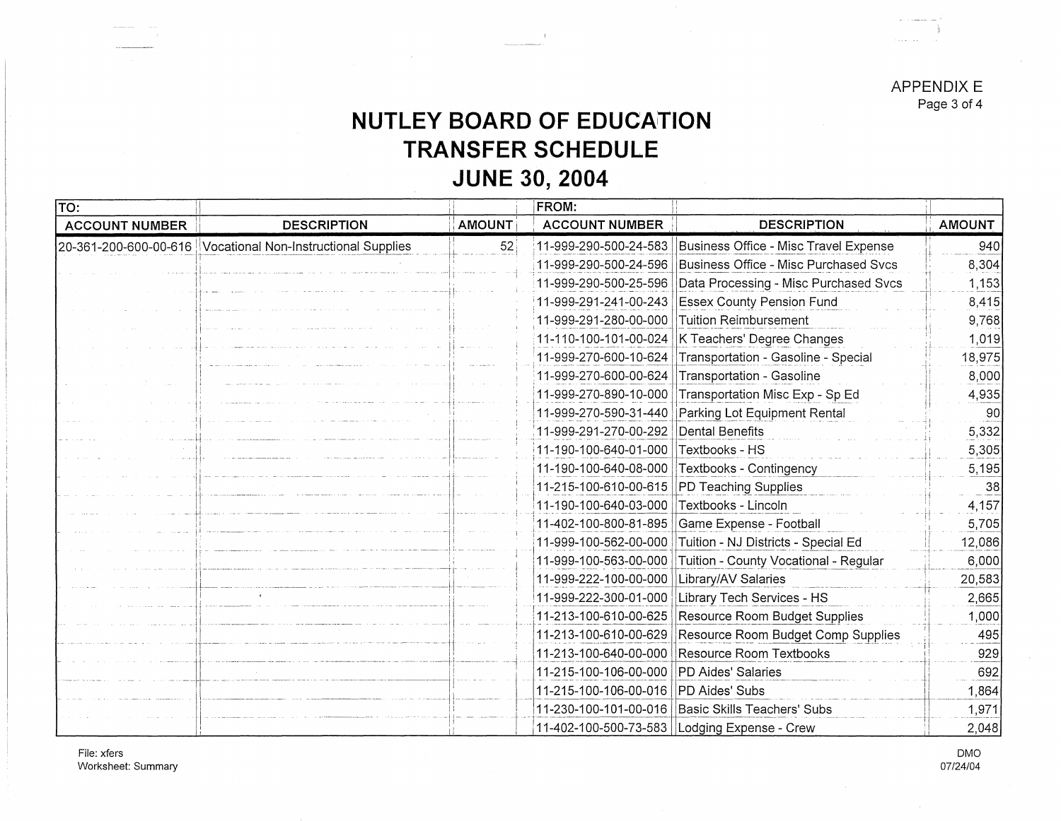APPENDIX E

# NUTLEY BOARD OF EDUCATION
## TRANSFER SCHEDULE
## JUNE 30, 2004

| TO: | | | FROM: | | |
|---|---|---|---|---|---|
| ACCOUNT NUMBER | DESCRIPTION | AMOUNT | ACCOUNT NUMBER | DESCRIPTION | AMOUNT |
| 20-361-200-600-00-616 | Vocational Non-Instructional Supplies | 52 | 11-999-290-500-24-583 | Business Office - Misc Travel Expense | 940 |
| | | | 11-999-290-500-24-596 | Business Office - Misc Purchased Svcs | 8,304 |
| | | | 11-999-290-500-25-596 | Data Processing - Misc Purchased Svcs | 1,153 |
| | | | 11-999-291-241-00-243 | Essex County Pension Fund | 8,415 |
| | | | 11-999-291-280-00-000 | Tuition Reimbursement | 9,768 |
| | | | 11-110-100-101-00-024 | K Teachers' Degree Changes | 1,019 |
| | | | 11-999-270-600-10-624 | Transportation - Gasoline - Special | 18,975 |
| | | | 11-999-270-600-00-624 | Transportation - Gasoline | 8,000 |
| | | | 11-999-270-890-10-000 | Transportation Misc Exp - Sp Ed | 4,935 |
| | | | 11-999-270-590-31-440 | Parking Lot Equipment Rental | 90 |
| | | | 11-999-291-270-00-292 | Dental Benefits | 5,332 |
| | | | 11-190-100-640-01-000 | Textbooks - HS | 5,305 |
| | | | 11-190-100-640-08-000 | Textbooks - Contingency | 5,195 |
| | | | 11-215-100-610-00-615 | PD Teaching Supplies | 38 |
| | | | 11-190-100-640-03-000 | Textbooks - Lincoln | 4,157 |
| | | | 11-402-100-800-81-895 | Game Expense - Football | 5,705 |
| | | | 11-999-100-562-00-000 | Tuition - NJ Districts - Special Ed | 12,086 |
| | | | 11-999-100-563-00-000 | Tuition - County Vocational - Regular | 6,000 |
| | | | 11-999-222-100-00-000 | Library/AV Salaries | 20,583 |
| | | | 11-999-222-300-01-000 | Library Tech Services - HS | 2,665 |
| | | | 11-213-100-610-00-625 | Resource Room Budget Supplies | 1,000 |
| | | | 11-213-100-610-00-629 | Resource Room Budget Comp Supplies | 495 |
| | | | 11-213-100-640-00-000 | Resource Room Textbooks | 929 |
| | | | 11-215-100-106-00-000 | PD Aides' Salaries | 692 |
| | | | 11-215-100-106-00-016 | PD Aides' Subs | 1,864 |
| | | | 11-230-100-101-00-016 | Basic Skills Teachers' Subs | 1,971 |
| | | | 11-402-100-500-73-583 | Lodging Expense - Crew | 2,048 |

File: xfers
Worksheet: Summary

DMO
07/24/04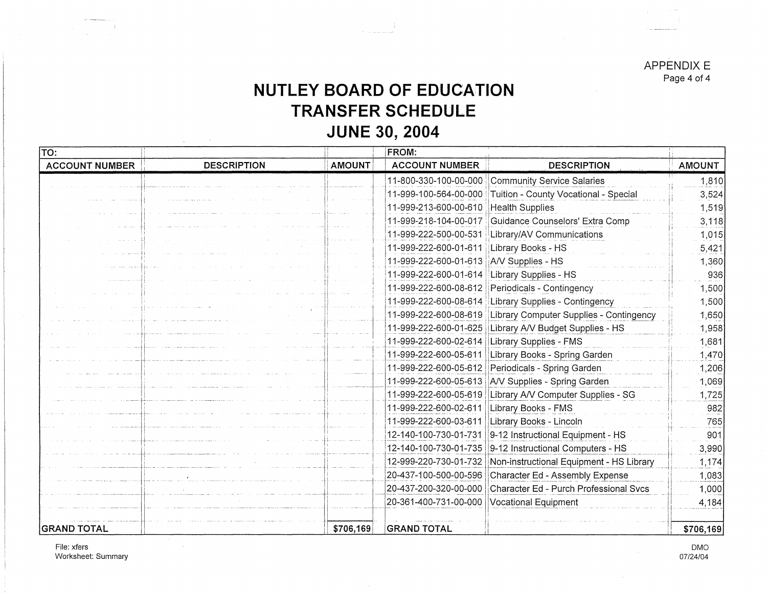APPENDIX E

# NUTLEY BOARD OF EDUCATION
## TRANSFER SCHEDULE
## JUNE 30, 2004

| TO: ACCOUNT NUMBER | DESCRIPTION | AMOUNT | FROM: ACCOUNT NUMBER | DESCRIPTION | AMOUNT |
|---|---|---|---|---|---|
| | | | 11-800-330-100-00-000 | Community Service Salaries | 1,810 |
| | | | 11-999-100-564-00-000 | Tuition - County Vocational - Special | 3,524 |
| | | | 11-999-213-600-00-610 | Health Supplies | 1,519 |
| | | | 11-999-218-104-00-017 | Guidance Counselors' Extra Comp | 3,118 |
| | | | 11-999-222-500-00-531 | Library/AV Communications | 1,015 |
| | | | 11-999-222-600-01-611 | Library Books - HS | 5,421 |
| | | | 11-999-222-600-01-613 | A/V Supplies - HS | 1,360 |
| | | | 11-999-222-600-01-614 | Library Supplies - HS | 936 |
| | | | 11-999-222-600-08-612 | Periodicals - Contingency | 1,500 |
| | | | 11-999-222-600-08-614 | Library Supplies - Contingency | 1,500 |
| | | | 11-999-222-600-08-619 | Library Computer Supplies - Contingency | 1,650 |
| | | | 11-999-222-600-01-625 | Library A/V Budget Supplies - HS | 1,958 |
| | | | 11-999-222-600-02-614 | Library Supplies - FMS | 1,681 |
| | | | 11-999-222-600-05-611 | Library Books - Spring Garden | 1,470 |
| | | | 11-999-222-600-05-612 | Periodicals - Spring Garden | 1,206 |
| | | | 11-999-222-600-05-613 | A/V Supplies - Spring Garden | 1,069 |
| | | | 11-999-222-600-05-619 | Library A/V Computer Supplies - SG | 1,725 |
| | | | 11-999-222-600-02-611 | Library Books - FMS | 982 |
| | | | 11-999-222-600-03-611 | Library Books - Lincoln | 765 |
| | | | 12-140-100-730-01-731 | 9-12 Instructional Equipment - HS | 901 |
| | | | 12-140-100-730-01-735 | 9-12 Instructional Computers - HS | 3,990 |
| | | | 12-999-220-730-01-732 | Non-instructional Equipment - HS Library | 1,174 |
| | | | 20-437-100-500-00-596 | Character Ed - Assembly Expense | 1,083 |
| | | | 20-437-200-320-00-000 | Character Ed - Purch Professional Svcs | 1,000 |
| | | | 20-361-400-731-00-000 | Vocational Equipment | 4,184 |
| GRAND TOTAL | | $706,169 | GRAND TOTAL | | $706,169 |

File: xfers
Worksheet: Summary

DMO
07/24/04